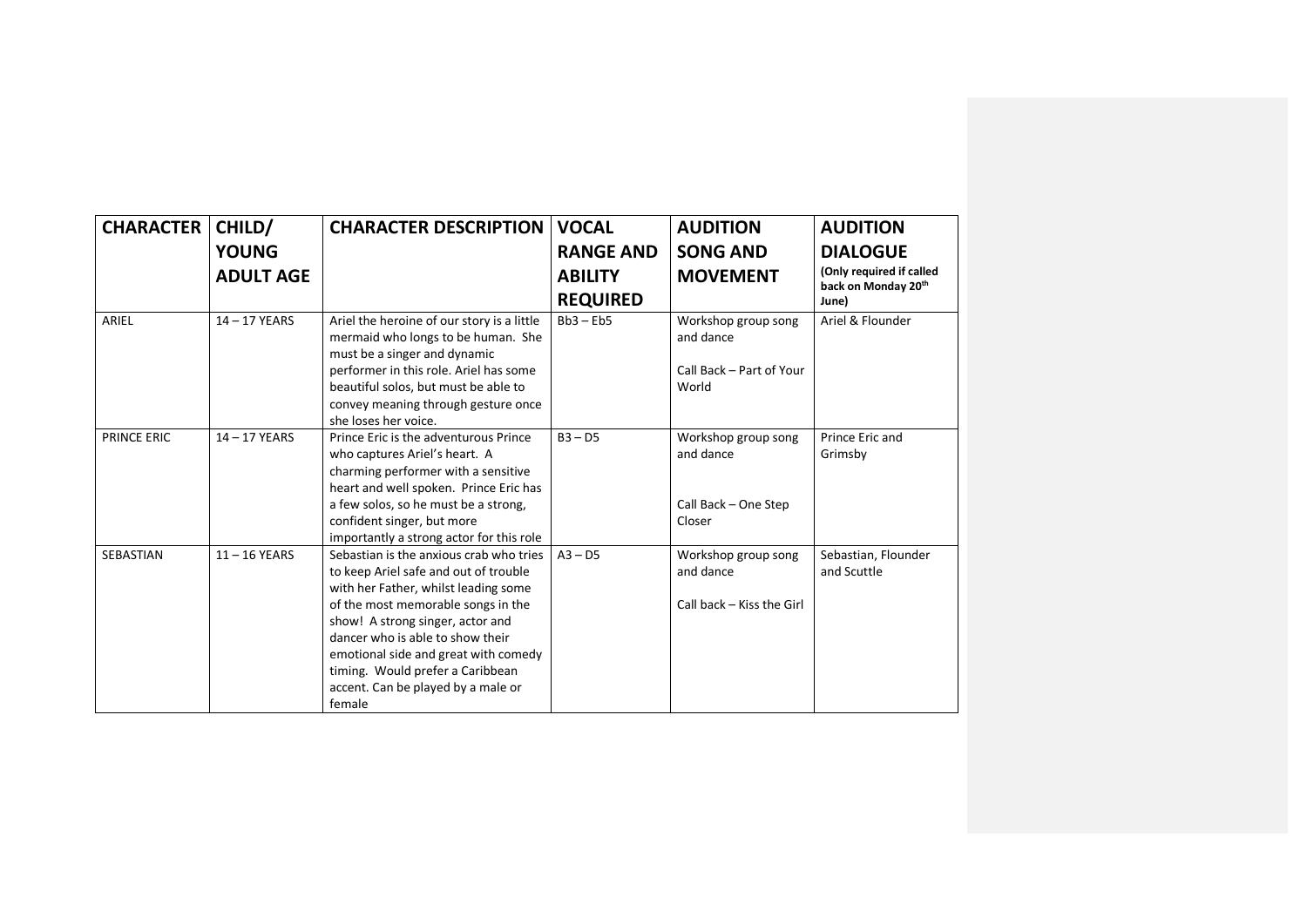| CHARACTER | CHILD/ YOUNG ADULT AGE | CHARACTER DESCRIPTION | VOCAL RANGE AND ABILITY REQUIRED | AUDITION SONG AND MOVEMENT | AUDITION DIALOGUE (Only required if called back on Monday 20th June) |
| --- | --- | --- | --- | --- | --- |
| ARIEL | 14 – 17 YEARS | Ariel the heroine of our story is a little mermaid who longs to be human. She must be a singer and dynamic performer in this role. Ariel has some beautiful solos, but must be able to convey meaning through gesture once she loses her voice. | Bb3 – Eb5 | Workshop group song and dance<br><br>Call Back – Part of Your World | Ariel & Flounder |
| PRINCE ERIC | 14 – 17 YEARS | Prince Eric is the adventurous Prince who captures Ariel's heart. A charming performer with a sensitive heart and well spoken. Prince Eric has a few solos, so he must be a strong, confident singer, but more importantly a strong actor for this role | B3 – D5 | Workshop group song and dance<br><br>Call Back – One Step Closer | Prince Eric and Grimsby |
| SEBASTIAN | 11 – 16 YEARS | Sebastian is the anxious crab who tries to keep Ariel safe and out of trouble with her Father, whilst leading some of the most memorable songs in the show! A strong singer, actor and dancer who is able to show their emotional side and great with comedy timing. Would prefer a Caribbean accent. Can be played by a male or female | A3 – D5 | Workshop group song and dance<br><br>Call back – Kiss the Girl | Sebastian, Flounder and Scuttle |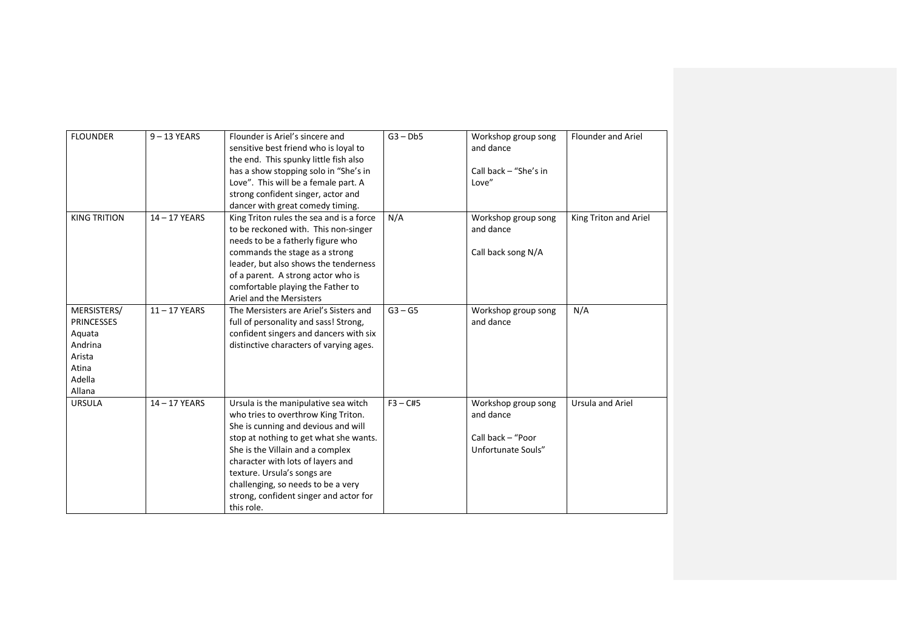| FLOUNDER | 9 – 13 YEARS | Flounder is Ariel's sincere and sensitive best friend who is loyal to the end. This spunky little fish also has a show stopping solo in "She's in Love". This will be a female part. A strong confident singer, actor and dancer with great comedy timing. | G3 – Db5 | Workshop group song and dance<br><br>Call back – "She's in Love" | Flounder and Ariel |
|---|---|---|---|---|---|
| KING TRITION | 14 – 17 YEARS | King Triton rules the sea and is a force to be reckoned with. This non-singer needs to be a fatherly figure who commands the stage as a strong leader, but also shows the tenderness of a parent. A strong actor who is comfortable playing the Father to Ariel and the Mersisters | N/A | Workshop group song and dance<br><br>Call back song N/A | King Triton and Ariel |
| MERSISTERS/ PRINCESSES<br>Aquata<br>Andrina<br>Arista<br>Atina<br>Adella<br>Allana | 11 – 17 YEARS | The Mersisters are Ariel's Sisters and full of personality and sass! Strong, confident singers and dancers with six distinctive characters of varying ages. | G3 – G5 | Workshop group song and dance | N/A |
| URSULA | 14 – 17 YEARS | Ursula is the manipulative sea witch who tries to overthrow King Triton. She is cunning and devious and will stop at nothing to get what she wants. She is the Villain and a complex character with lots of layers and texture. Ursula's songs are challenging, so needs to be a very strong, confident singer and actor for this role. | F3 – C#5 | Workshop group song and dance<br><br>Call back – "Poor Unfortunate Souls" | Ursula and Ariel |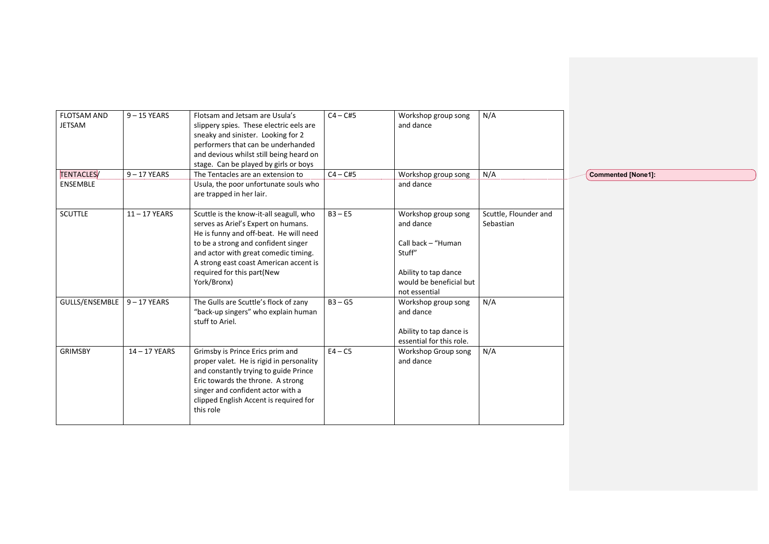| FLOTSAM AND JETSAM | 9 – 15 YEARS | Flotsam and Jetsam are Usula's slippery spies. These electric eels are sneaky and sinister. Looking for 2 performers that can be underhanded and devious whilst still being heard on stage. Can be played by girls or boys | C4 – C#5 | Workshop group song and dance | N/A |
|---|---|---|---|---|---|
| TENTACLES/ ENSEMBLE | 9 – 17 YEARS | The Tentacles are an extension to Usula, the poor unfortunate souls who are trapped in her lair. | C4 – C#5 | Workshop group song and dance | N/A |
| SCUTTLE | 11 – 17 YEARS | Scuttle is the know-it-all seagull, who serves as Ariel's Expert on humans. He is funny and off-beat. He will need to be a strong and confident singer and actor with great comedic timing. A strong east coast American accent is required for this part(New York/Bronx) | B3 – E5 | Workshop group song and dance<br><br>Call back – "Human Stuff"<br><br>Ability to tap dance would be beneficial but not essential | Scuttle, Flounder and Sebastian |
| GULLS/ENSEMBLE | 9 – 17 YEARS | The Gulls are Scuttle's flock of zany "back-up singers" who explain human stuff to Ariel. | B3 – G5 | Workshop group song and dance<br><br>Ability to tap dance is essential for this role. | N/A |
| GRIMSBY | 14 – 17 YEARS | Grimsby is Prince Erics prim and proper valet. He is rigid in personality and constantly trying to guide Prince Eric towards the throne. A strong singer and confident actor with a clipped English Accent is required for this role | E4 – C5 | Workshop Group song and dance | N/A |

**Commented [None1]:**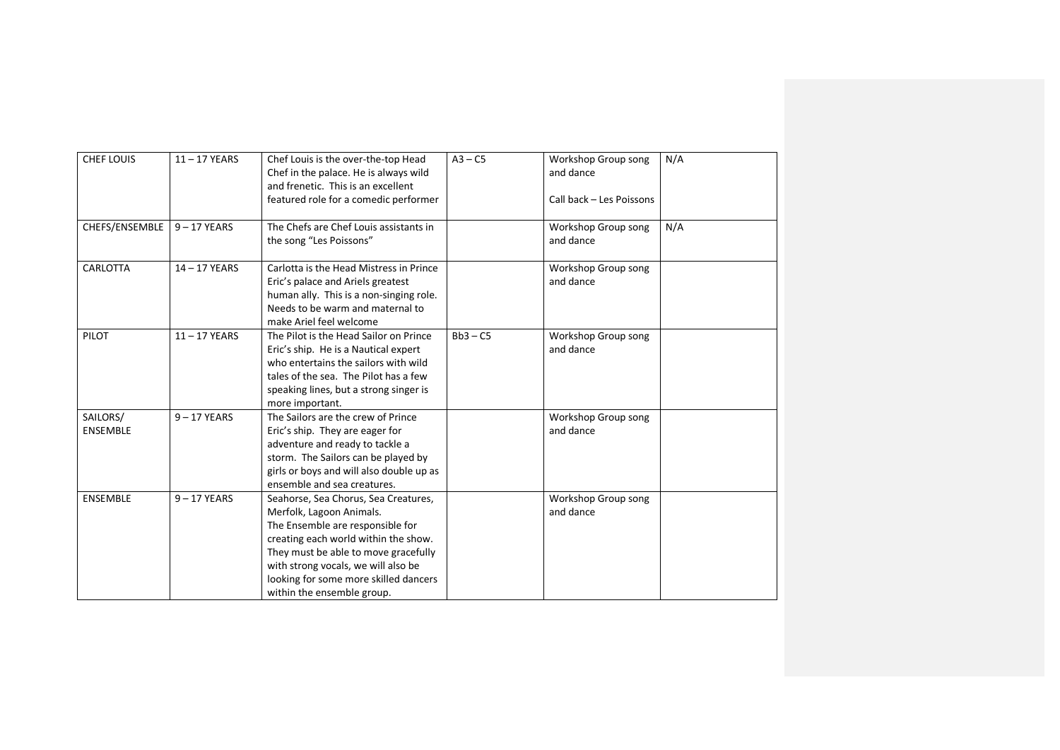| | | | | | |
|---|---|---|---|---|---|
| CHEF LOUIS | 11 – 17 YEARS | Chef Louis is the over-the-top Head Chef in the palace. He is always wild and frenetic. This is an excellent featured role for a comedic performer | A3 – C5 | Workshop Group song and dance<br><br>Call back – Les Poissons | N/A |
| CHEFS/ENSEMBLE | 9 – 17 YEARS | The Chefs are Chef Louis assistants in the song "Les Poissons" | | Workshop Group song and dance | N/A |
| CARLOTTA | 14 – 17 YEARS | Carlotta is the Head Mistress in Prince Eric's palace and Ariels greatest human ally. This is a non-singing role. Needs to be warm and maternal to make Ariel feel welcome | | Workshop Group song and dance | |
| PILOT | 11 – 17 YEARS | The Pilot is the Head Sailor on Prince Eric's ship. He is a Nautical expert who entertains the sailors with wild tales of the sea. The Pilot has a few speaking lines, but a strong singer is more important. | Bb3 – C5 | Workshop Group song and dance | |
| SAILORS/ ENSEMBLE | 9 – 17 YEARS | The Sailors are the crew of Prince Eric's ship. They are eager for adventure and ready to tackle a storm. The Sailors can be played by girls or boys and will also double up as ensemble and sea creatures. | | Workshop Group song and dance | |
| ENSEMBLE | 9 – 17 YEARS | Seahorse, Sea Chorus, Sea Creatures, Merfolk, Lagoon Animals.<br>The Ensemble are responsible for creating each world within the show. They must be able to move gracefully with strong vocals, we will also be looking for some more skilled dancers within the ensemble group. | | Workshop Group song and dance | |